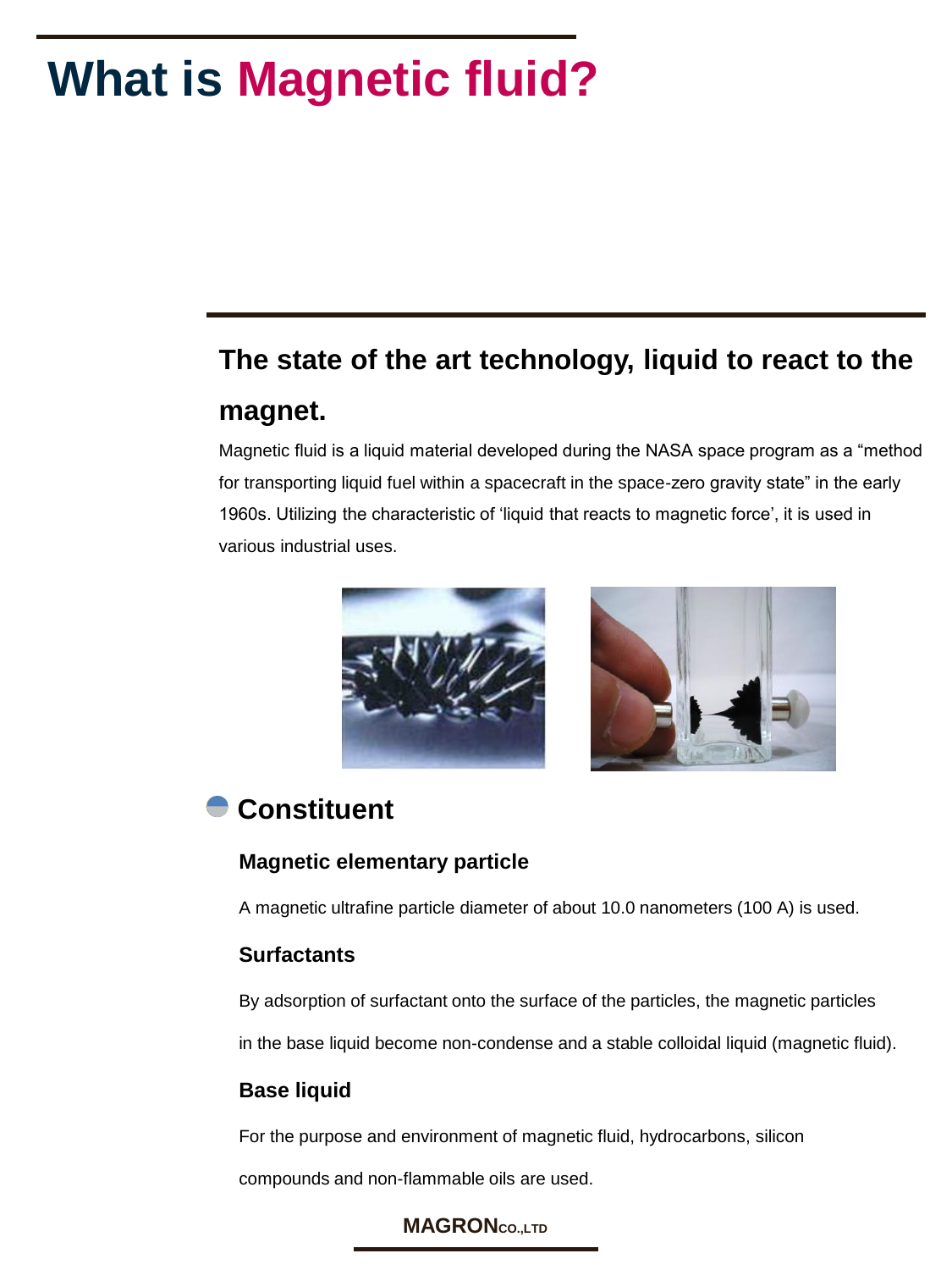# What is Magnetic fluid?

## The state of the art technology, liquid to react to the magnet.

Magnetic fluid is a liquid material developed during the NASA space program as a "method for transporting liquid fuel within a spacecraft in the space-zero gravity state" in the early 1960s. Utilizing the characteristic of 'liquid that reacts to magnetic force', it is used in various industrial uses.

## Constituent

### Magnetic elementary particle

A magnetic ultrafine particle diameter of about 10.0 nanometers (100 A) is used.

### Surfactants

By adsorption of surfactant onto the surface of the particles, the magnetic particles in the base liquid become non-condense and a stable colloidal liquid (magnetic fluid).

### Base liquid

For the purpose and environment of magnetic fluid, hydrocarbons, silicon compounds and non-flammable oils are used.

MAGRON CO.,LTD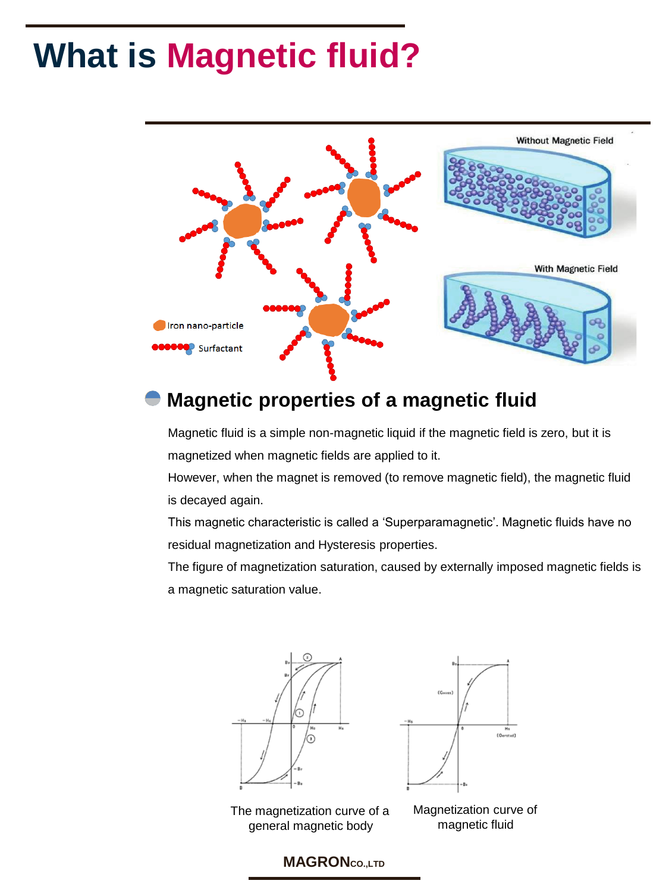# What is Magnetic fluid?

Without Magnetic Field

With Magnetic Field

Iron nano-particle

Surfactant

## Magnetic properties of a magnetic fluid

Magnetic fluid is a simple non-magnetic liquid if the magnetic field is zero, but it is magnetized when magnetic fields are applied to it.

However, when the magnet is removed (to remove magnetic field), the magnetic fluid is decayed again.

This magnetic characteristic is called a 'Superparamagnetic'. Magnetic fluids have no residual magnetization and Hysteresis properties.

The figure of magnetization saturation, caused by externally imposed magnetic fields is a magnetic saturation value.

The magnetization curve of a general magnetic body

Magnetization curve of magnetic fluid

**MAGRON** CO.,LTD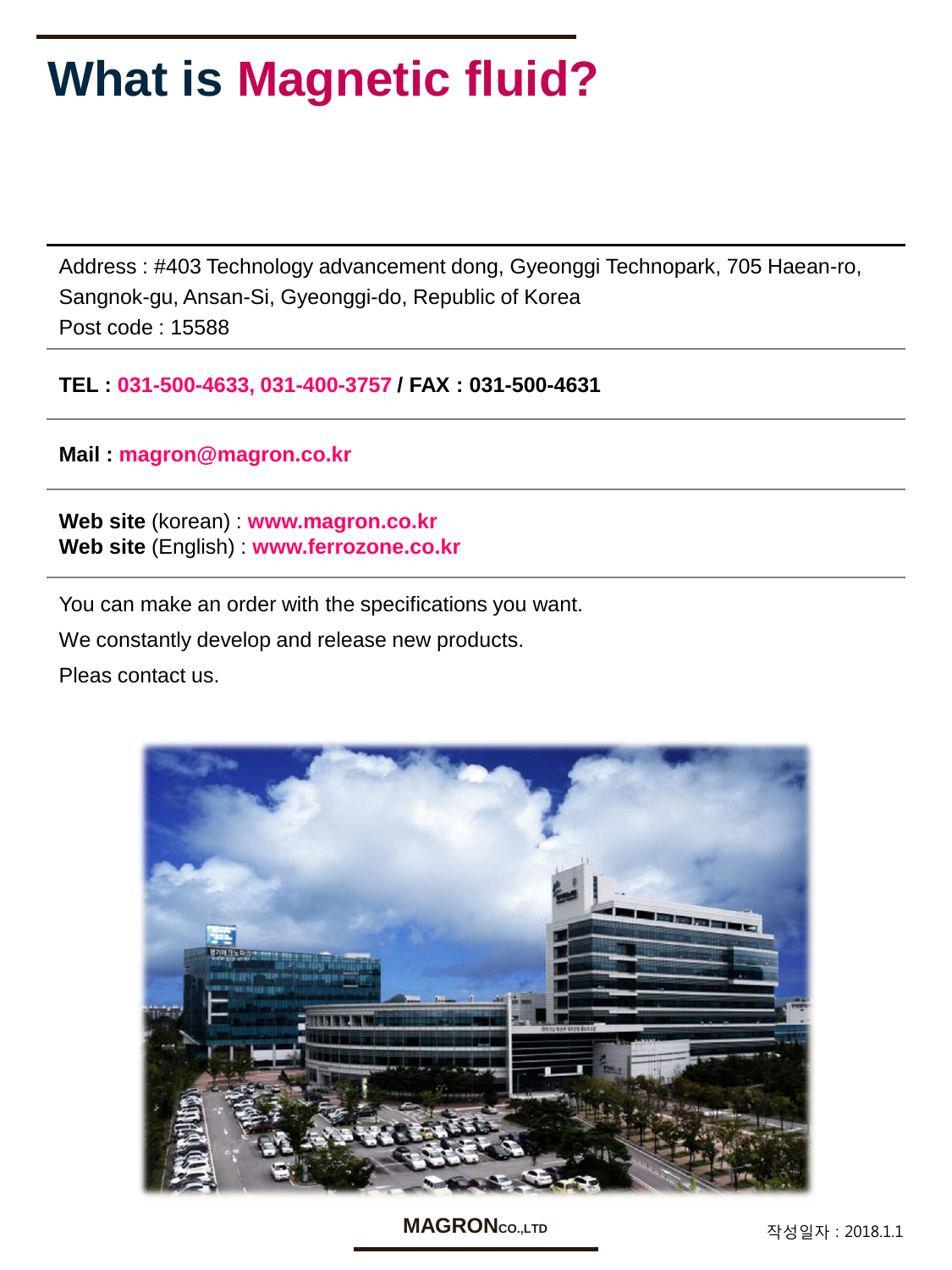# What is Magnetic fluid?

Address : #403 Technology advancement dong, Gyeonggi Technopark, 705 Haean-ro, Sangnok-gu, Ansan-Si, Gyeonggi-do, Republic of Korea
Post code : 15588

**TEL : 031-500-4633, 031-400-3757 / FAX : 031-500-4631**

**Mail : magron@magron.co.kr**

**Web site** (korean) : **www.magron.co.kr**
**Web site** (English) : **www.ferrozone.co.kr**

You can make an order with the specifications you want.

We constantly develop and release new products.

Pleas contact us.

**MAGRONCO.,LTD**

작성일자 : 2018.1.1